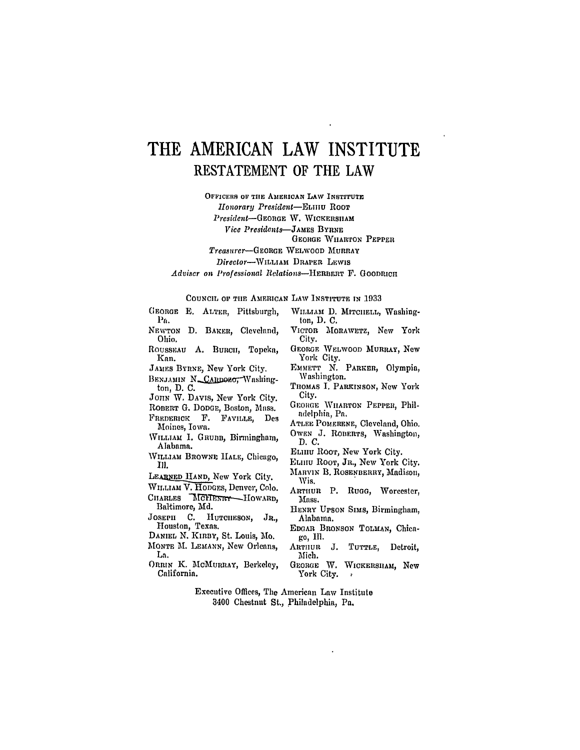# THE AMERICAN LAW INSTITUTE

## RESTATEMENT OF THE LAW

OFFICERS OF THE AMERICAN LAW INSTITUTE

*Honorary President*—ELIHU ROOT

*President*—GEORGE W. WICKERSHAM

*Vice Presidents*—JAMES BYRNE
GEORGE WHARTON PEPPER

*Treasurer*—GEORGE WELWOOD MURRAY

*Director*—WILLIAM DRAPER LEWIS

*Adviser on Professional Relations*—HERBERT F. GOODRICH

COUNCIL OF THE AMERICAN LAW INSTITUTE IN 1933

GEORGE E. ALTER, Pittsburgh, Pa.
NEWTON D. BAKER, Cleveland, Ohio.
ROUSSEAU A. BURCH, Topeka, Kan.
JAMES BYRNE, New York City.
BENJAMIN N. CARDOZO, Washington, D. C.
JOHN W. DAVIS, New York City.
ROBERT G. DODGE, Boston, Mass.
FREDERICK F. FAVILLE, Des Moines, Iowa.
WILLIAM I. GRUBB, Birmingham, Alabama.
WILLIAM BROWNE HALE, Chicago, Ill.
LEARNED HAND, New York City.
WILLIAM V. HODGES, Denver, Colo.
CHARLES McHENRY HOWARD, Baltimore, Md.
JOSEPH C. HUTCHESON, JR., Houston, Texas.
DANIEL N. KIRBY, St. Louis, Mo.
MONTE M. LEMANN, New Orleans, La.
ORRIN K. McMURRAY, Berkeley, California.
WILLIAM D. MITCHELL, Washington, D. C.
VICTOR MORAWETZ, New York City.
GEORGE WELWOOD MURRAY, New York City.
EMMETT N. PARKER, Olympia, Washington.
THOMAS I. PARKINSON, New York City.
GEORGE WHARTON PEPPER, Philadelphia, Pa.
ATLEE POMERENE, Cleveland, Ohio.
OWEN J. ROBERTS, Washington, D. C.
ELIHU ROOT, New York City.
ELIHU ROOT, JR., New York City.
MARVIN B. ROSENBERRY, Madison, Wis.
ARTHUR P. RUGG, Worcester, Mass.
HENRY UPSON SIMS, Birmingham, Alabama.
EDGAR BRONSON TOLMAN, Chicago, Ill.
ARTHUR J. TUTTLE, Detroit, Mich.
GEORGE W. WICKERSHAM, New York City.

Executive Offices, The American Law Institute
3400 Chestnut St., Philadelphia, Pa.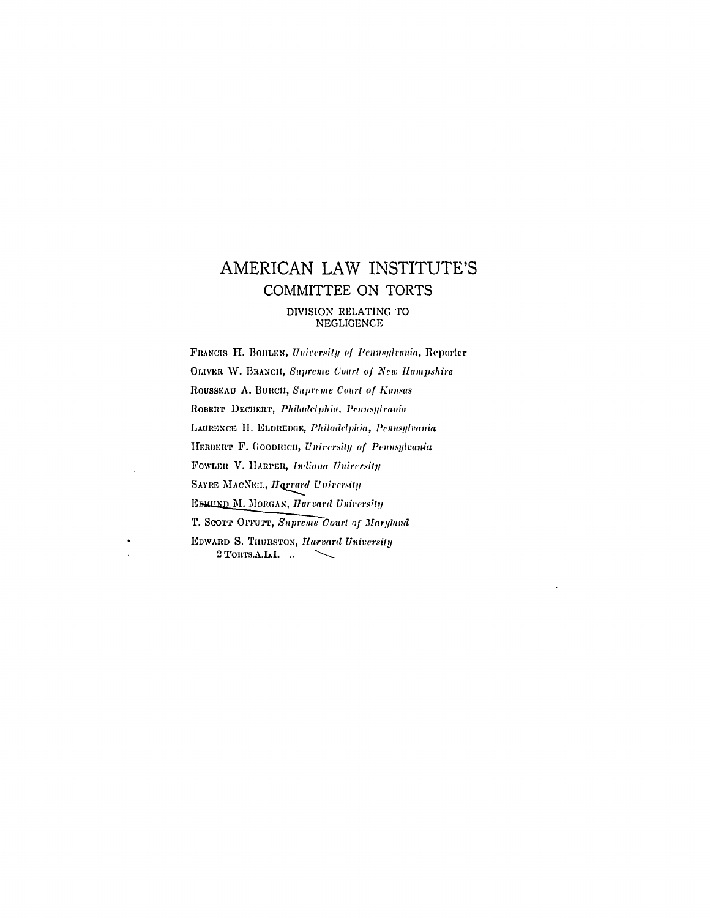# AMERICAN LAW INSTITUTE'S
## COMMITTEE ON TORTS
### DIVISION RELATING TO NEGLIGENCE

FRANCIS H. BOHLEN, *University of Pennsylvania*, Reporter

OLIVER W. BRANCH, *Supreme Court of New Hampshire*

ROUSSEAU A. BURCH, *Supreme Court of Kansas*

ROBERT DECHERT, *Philadelphia, Pennsylvania*

LAURENCE H. ELDREDGE, *Philadelphia, Pennsylvania*

HERBERT F. GOODRICH, *University of Pennsylvania*

FOWLER V. HARPER, *Indiana University*

SAYRE MACNEIL, *Harvard University*

EDMUND M. MORGAN, *Harvard University*

T. SCOTT OFFUTT, *Supreme Court of Maryland*

EDWARD S. THURSTON, *Harvard University*

2 TORTS.A.L.I.